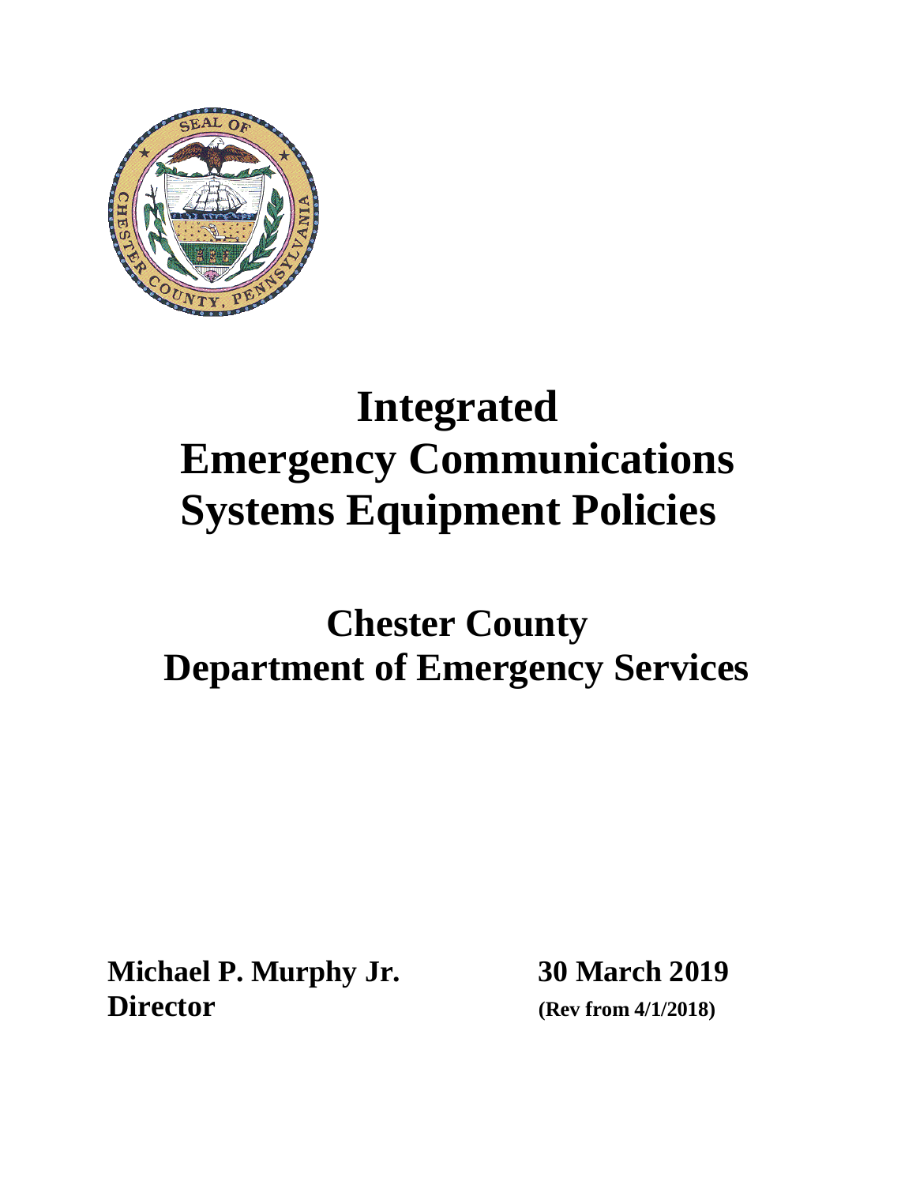# Integrated Emergency Communications Systems Equipment Policies

## Chester County Department of Emergency Services

**Michael P. Murphy Jr.**
**Director**

**30 March 2019**
**(Rev from 4/1/2018)**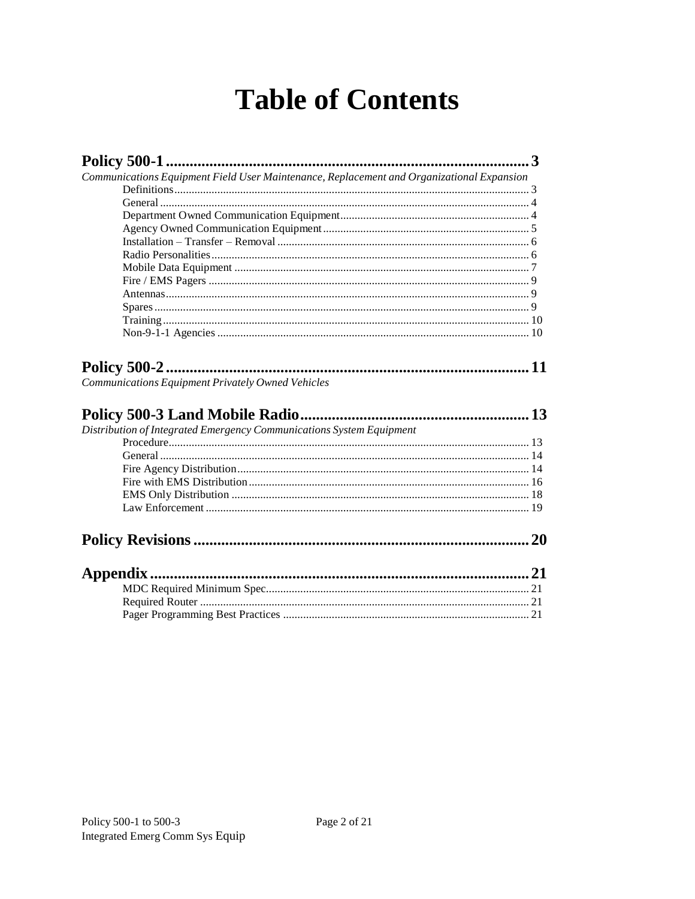# Table of Contents

**Policy 500-1 .......................................................................................... 3**

*Communications Equipment Field User Maintenance, Replacement and Organizational Expansion*

- Definitions ........................................................................................ 3
- General ............................................................................................. 4
- Department Owned Communication Equipment ..................................... 4
- Agency Owned Communication Equipment ........................................... 5
- Installation – Transfer – Removal ........................................................ 6
- Radio Personalities ............................................................................ 6
- Mobile Data Equipment ...................................................................... 7
- Fire / EMS Pagers .............................................................................. 9
- Antennas ........................................................................................... 9
- Spares ............................................................................................... 9
- Training ............................................................................................ 10
- Non-9-1-1 Agencies ........................................................................... 10

**Policy 500-2 .......................................................................................... 11**

*Communications Equipment Privately Owned Vehicles*

**Policy 500-3 Land Mobile Radio ................................................................ 13**

*Distribution of Integrated Emergency Communications System Equipment*

- Procedure .......................................................................................... 13
- General ............................................................................................. 14
- Fire Agency Distribution ..................................................................... 14
- Fire with EMS Distribution .................................................................. 16
- EMS Only Distribution ........................................................................ 18
- Law Enforcement ............................................................................... 19

**Policy Revisions ...................................................................................... 20**

**Appendix ................................................................................................. 21**

- MDC Required Minimum Spec ............................................................ 21
- Required Router ................................................................................. 21
- Pager Programming Best Practices ...................................................... 21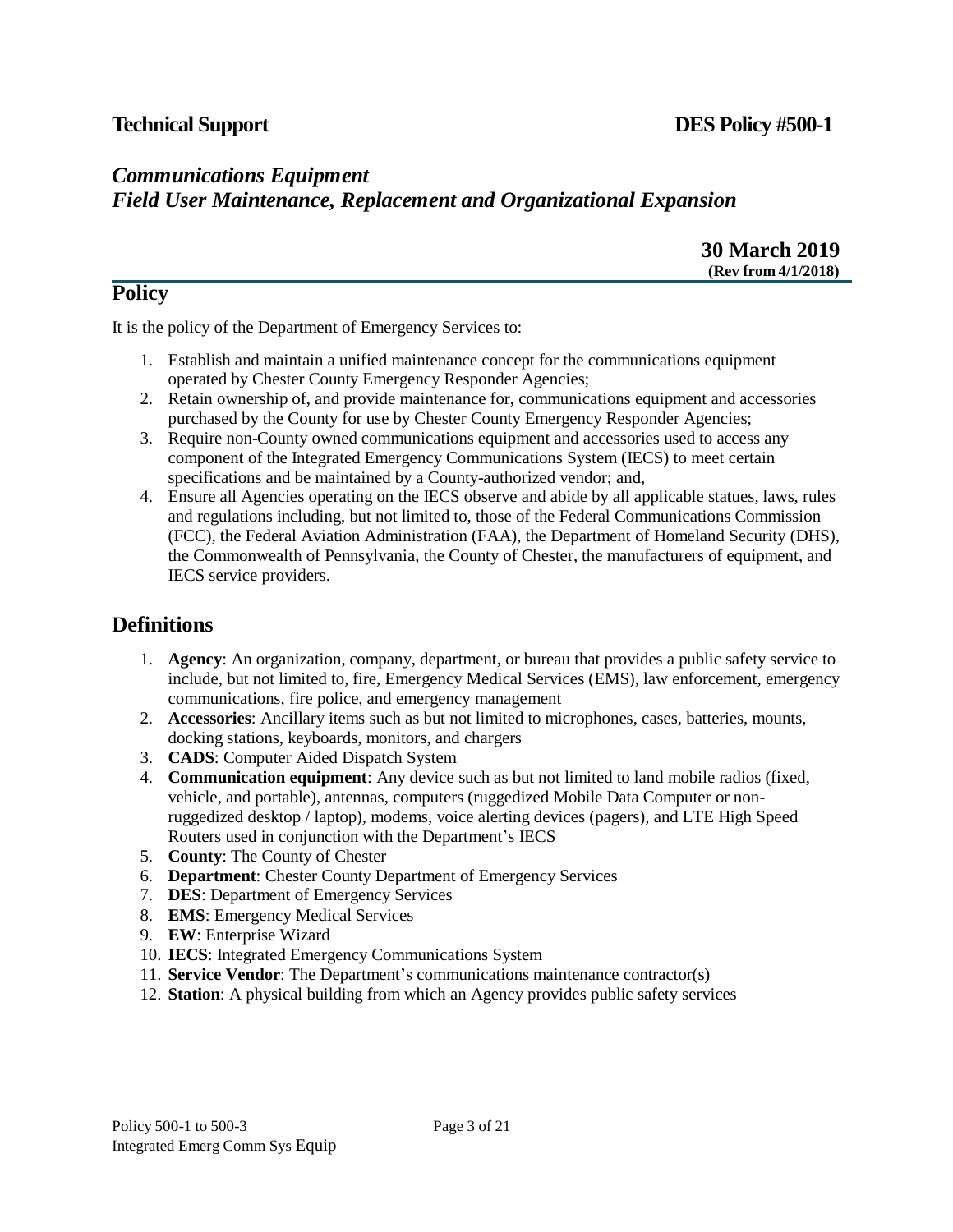**Technical Support** **DES Policy #500-1**

## *Communications Equipment*
## *Field User Maintenance, Replacement and Organizational Expansion*

**30 March 2019**
**(Rev from 4/1/2018)**

## Policy

It is the policy of the Department of Emergency Services to:

1. Establish and maintain a unified maintenance concept for the communications equipment operated by Chester County Emergency Responder Agencies;
2. Retain ownership of, and provide maintenance for, communications equipment and accessories purchased by the County for use by Chester County Emergency Responder Agencies;
3. Require non-County owned communications equipment and accessories used to access any component of the Integrated Emergency Communications System (IECS) to meet certain specifications and be maintained by a County-authorized vendor; and,
4. Ensure all Agencies operating on the IECS observe and abide by all applicable statues, laws, rules and regulations including, but not limited to, those of the Federal Communications Commission (FCC), the Federal Aviation Administration (FAA), the Department of Homeland Security (DHS), the Commonwealth of Pennsylvania, the County of Chester, the manufacturers of equipment, and IECS service providers.

## Definitions

1. **Agency**: An organization, company, department, or bureau that provides a public safety service to include, but not limited to, fire, Emergency Medical Services (EMS), law enforcement, emergency communications, fire police, and emergency management
2. **Accessories**: Ancillary items such as but not limited to microphones, cases, batteries, mounts, docking stations, keyboards, monitors, and chargers
3. **CADS**: Computer Aided Dispatch System
4. **Communication equipment**: Any device such as but not limited to land mobile radios (fixed, vehicle, and portable), antennas, computers (ruggedized Mobile Data Computer or non-ruggedized desktop / laptop), modems, voice alerting devices (pagers), and LTE High Speed Routers used in conjunction with the Department's IECS
5. **County**: The County of Chester
6. **Department**: Chester County Department of Emergency Services
7. **DES**: Department of Emergency Services
8. **EMS**: Emergency Medical Services
9. **EW**: Enterprise Wizard
10. **IECS**: Integrated Emergency Communications System
11. **Service Vendor**: The Department's communications maintenance contractor(s)
12. **Station**: A physical building from which an Agency provides public safety services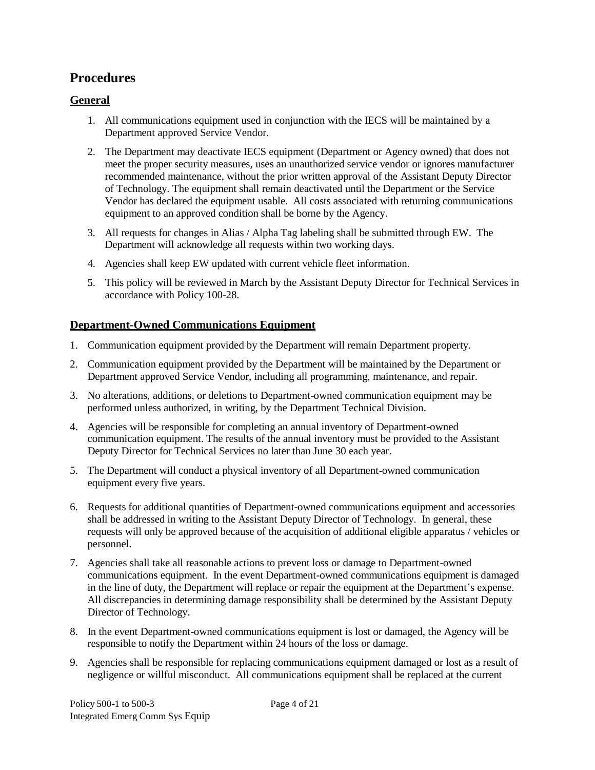# Procedures

## General

1. All communications equipment used in conjunction with the IECS will be maintained by a Department approved Service Vendor.
2. The Department may deactivate IECS equipment (Department or Agency owned) that does not meet the proper security measures, uses an unauthorized service vendor or ignores manufacturer recommended maintenance, without the prior written approval of the Assistant Deputy Director of Technology. The equipment shall remain deactivated until the Department or the Service Vendor has declared the equipment usable. All costs associated with returning communications equipment to an approved condition shall be borne by the Agency.
3. All requests for changes in Alias / Alpha Tag labeling shall be submitted through EW. The Department will acknowledge all requests within two working days.
4. Agencies shall keep EW updated with current vehicle fleet information.
5. This policy will be reviewed in March by the Assistant Deputy Director for Technical Services in accordance with Policy 100-28.

## Department-Owned Communications Equipment

1. Communication equipment provided by the Department will remain Department property.
2. Communication equipment provided by the Department will be maintained by the Department or Department approved Service Vendor, including all programming, maintenance, and repair.
3. No alterations, additions, or deletions to Department-owned communication equipment may be performed unless authorized, in writing, by the Department Technical Division.
4. Agencies will be responsible for completing an annual inventory of Department-owned communication equipment. The results of the annual inventory must be provided to the Assistant Deputy Director for Technical Services no later than June 30 each year.
5. The Department will conduct a physical inventory of all Department-owned communication equipment every five years.
6. Requests for additional quantities of Department-owned communications equipment and accessories shall be addressed in writing to the Assistant Deputy Director of Technology. In general, these requests will only be approved because of the acquisition of additional eligible apparatus / vehicles or personnel.
7. Agencies shall take all reasonable actions to prevent loss or damage to Department-owned communications equipment. In the event Department-owned communications equipment is damaged in the line of duty, the Department will replace or repair the equipment at the Department's expense. All discrepancies in determining damage responsibility shall be determined by the Assistant Deputy Director of Technology.
8. In the event Department-owned communications equipment is lost or damaged, the Agency will be responsible to notify the Department within 24 hours of the loss or damage.
9. Agencies shall be responsible for replacing communications equipment damaged or lost as a result of negligence or willful misconduct. All communications equipment shall be replaced at the current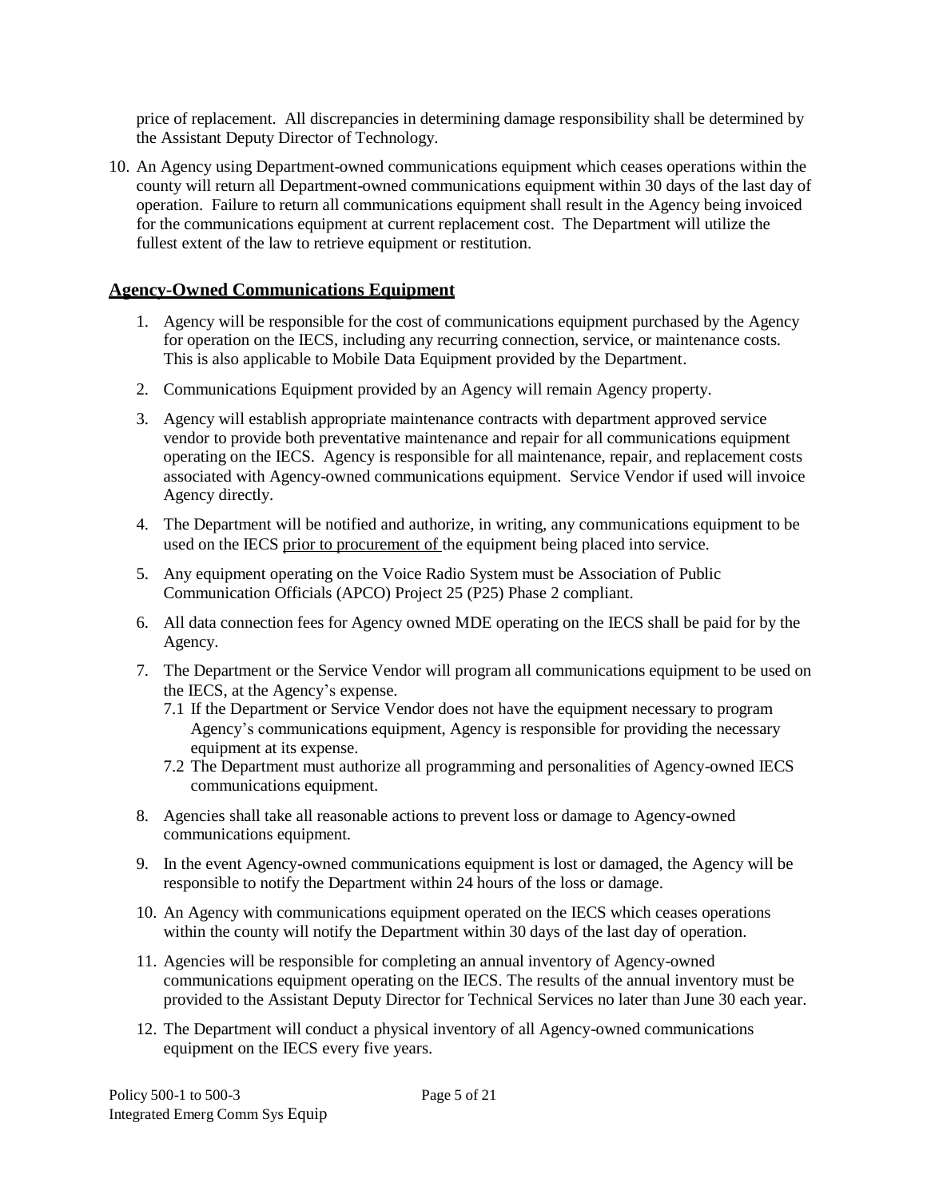price of replacement. All discrepancies in determining damage responsibility shall be determined by the Assistant Deputy Director of Technology.

10. An Agency using Department-owned communications equipment which ceases operations within the county will return all Department-owned communications equipment within 30 days of the last day of operation. Failure to return all communications equipment shall result in the Agency being invoiced for the communications equipment at current replacement cost. The Department will utilize the fullest extent of the law to retrieve equipment or restitution.

## Agency-Owned Communications Equipment

1. Agency will be responsible for the cost of communications equipment purchased by the Agency for operation on the IECS, including any recurring connection, service, or maintenance costs. This is also applicable to Mobile Data Equipment provided by the Department.
2. Communications Equipment provided by an Agency will remain Agency property.
3. Agency will establish appropriate maintenance contracts with department approved service vendor to provide both preventative maintenance and repair for all communications equipment operating on the IECS. Agency is responsible for all maintenance, repair, and replacement costs associated with Agency-owned communications equipment. Service Vendor if used will invoice Agency directly.
4. The Department will be notified and authorize, in writing, any communications equipment to be used on the IECS <u>prior to procurement of</u> the equipment being placed into service.
5. Any equipment operating on the Voice Radio System must be Association of Public Communication Officials (APCO) Project 25 (P25) Phase 2 compliant.
6. All data connection fees for Agency owned MDE operating on the IECS shall be paid for by the Agency.
7. The Department or the Service Vendor will program all communications equipment to be used on the IECS, at the Agency's expense.
   - 7.1 If the Department or Service Vendor does not have the equipment necessary to program Agency's communications equipment, Agency is responsible for providing the necessary equipment at its expense.
   - 7.2 The Department must authorize all programming and personalities of Agency-owned IECS communications equipment.
8. Agencies shall take all reasonable actions to prevent loss or damage to Agency-owned communications equipment.
9. In the event Agency-owned communications equipment is lost or damaged, the Agency will be responsible to notify the Department within 24 hours of the loss or damage.
10. An Agency with communications equipment operated on the IECS which ceases operations within the county will notify the Department within 30 days of the last day of operation.
11. Agencies will be responsible for completing an annual inventory of Agency-owned communications equipment operating on the IECS. The results of the annual inventory must be provided to the Assistant Deputy Director for Technical Services no later than June 30 each year.
12. The Department will conduct a physical inventory of all Agency-owned communications equipment on the IECS every five years.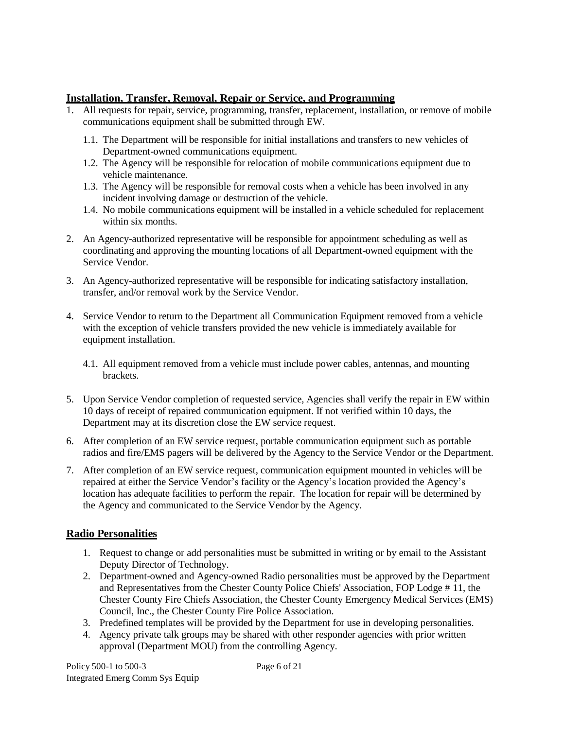## Installation, Transfer, Removal, Repair or Service, and Programming

1. All requests for repair, service, programming, transfer, replacement, installation, or remove of mobile communications equipment shall be submitted through EW.
   1.1. The Department will be responsible for initial installations and transfers to new vehicles of Department-owned communications equipment.
   1.2. The Agency will be responsible for relocation of mobile communications equipment due to vehicle maintenance.
   1.3. The Agency will be responsible for removal costs when a vehicle has been involved in any incident involving damage or destruction of the vehicle.
   1.4. No mobile communications equipment will be installed in a vehicle scheduled for replacement within six months.
2. An Agency-authorized representative will be responsible for appointment scheduling as well as coordinating and approving the mounting locations of all Department-owned equipment with the Service Vendor.
3. An Agency-authorized representative will be responsible for indicating satisfactory installation, transfer, and/or removal work by the Service Vendor.
4. Service Vendor to return to the Department all Communication Equipment removed from a vehicle with the exception of vehicle transfers provided the new vehicle is immediately available for equipment installation.
   4.1. All equipment removed from a vehicle must include power cables, antennas, and mounting brackets.
5. Upon Service Vendor completion of requested service, Agencies shall verify the repair in EW within 10 days of receipt of repaired communication equipment. If not verified within 10 days, the Department may at its discretion close the EW service request.
6. After completion of an EW service request, portable communication equipment such as portable radios and fire/EMS pagers will be delivered by the Agency to the Service Vendor or the Department.
7. After completion of an EW service request, communication equipment mounted in vehicles will be repaired at either the Service Vendor's facility or the Agency's location provided the Agency's location has adequate facilities to perform the repair. The location for repair will be determined by the Agency and communicated to the Service Vendor by the Agency.

## Radio Personalities

1. Request to change or add personalities must be submitted in writing or by email to the Assistant Deputy Director of Technology.
2. Department-owned and Agency-owned Radio personalities must be approved by the Department and Representatives from the Chester County Police Chiefs' Association, FOP Lodge # 11, the Chester County Fire Chiefs Association, the Chester County Emergency Medical Services (EMS) Council, Inc., the Chester County Fire Police Association.
3. Predefined templates will be provided by the Department for use in developing personalities.
4. Agency private talk groups may be shared with other responder agencies with prior written approval (Department MOU) from the controlling Agency.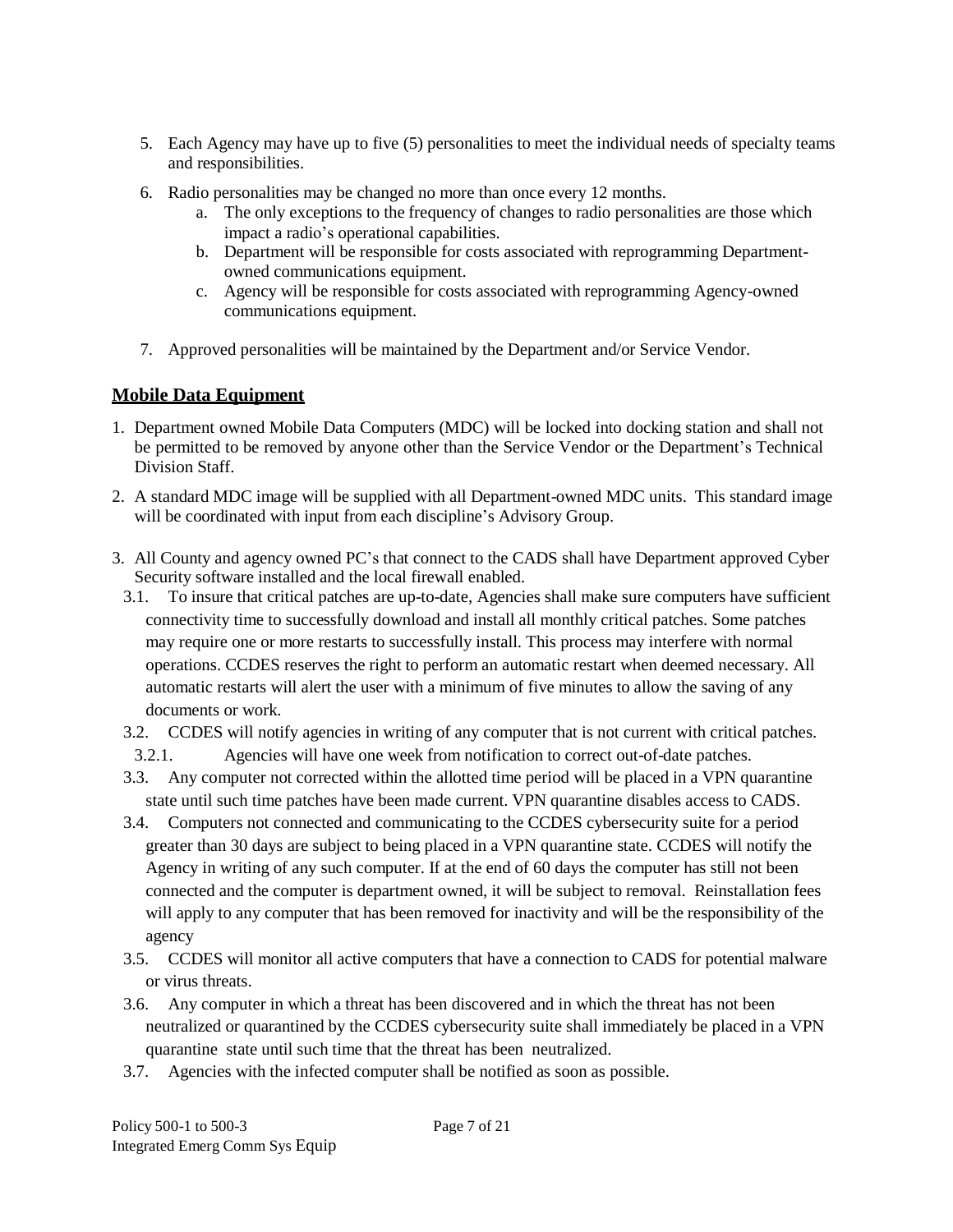5. Each Agency may have up to five (5) personalities to meet the individual needs of specialty teams and responsibilities.

6. Radio personalities may be changed no more than once every 12 months.
   a. The only exceptions to the frequency of changes to radio personalities are those which impact a radio's operational capabilities.
   b. Department will be responsible for costs associated with reprogramming Department-owned communications equipment.
   c. Agency will be responsible for costs associated with reprogramming Agency-owned communications equipment.

7. Approved personalities will be maintained by the Department and/or Service Vendor.

## **Mobile Data Equipment**

1. Department owned Mobile Data Computers (MDC) will be locked into docking station and shall not be permitted to be removed by anyone other than the Service Vendor or the Department's Technical Division Staff.

2. A standard MDC image will be supplied with all Department-owned MDC units. This standard image will be coordinated with input from each discipline's Advisory Group.

3. All County and agency owned PC's that connect to the CADS shall have Department approved Cyber Security software installed and the local firewall enabled.
   3.1. To insure that critical patches are up-to-date, Agencies shall make sure computers have sufficient connectivity time to successfully download and install all monthly critical patches. Some patches may require one or more restarts to successfully install. This process may interfere with normal operations. CCDES reserves the right to perform an automatic restart when deemed necessary. All automatic restarts will alert the user with a minimum of five minutes to allow the saving of any documents or work.
   3.2. CCDES will notify agencies in writing of any computer that is not current with critical patches.
      3.2.1. Agencies will have one week from notification to correct out-of-date patches.
   3.3. Any computer not corrected within the allotted time period will be placed in a VPN quarantine state until such time patches have been made current. VPN quarantine disables access to CADS.
   3.4. Computers not connected and communicating to the CCDES cybersecurity suite for a period greater than 30 days are subject to being placed in a VPN quarantine state. CCDES will notify the Agency in writing of any such computer. If at the end of 60 days the computer has still not been connected and the computer is department owned, it will be subject to removal. Reinstallation fees will apply to any computer that has been removed for inactivity and will be the responsibility of the agency
   3.5. CCDES will monitor all active computers that have a connection to CADS for potential malware or virus threats.
   3.6. Any computer in which a threat has been discovered and in which the threat has not been neutralized or quarantined by the CCDES cybersecurity suite shall immediately be placed in a VPN quarantine state until such time that the threat has been neutralized.
   3.7. Agencies with the infected computer shall be notified as soon as possible.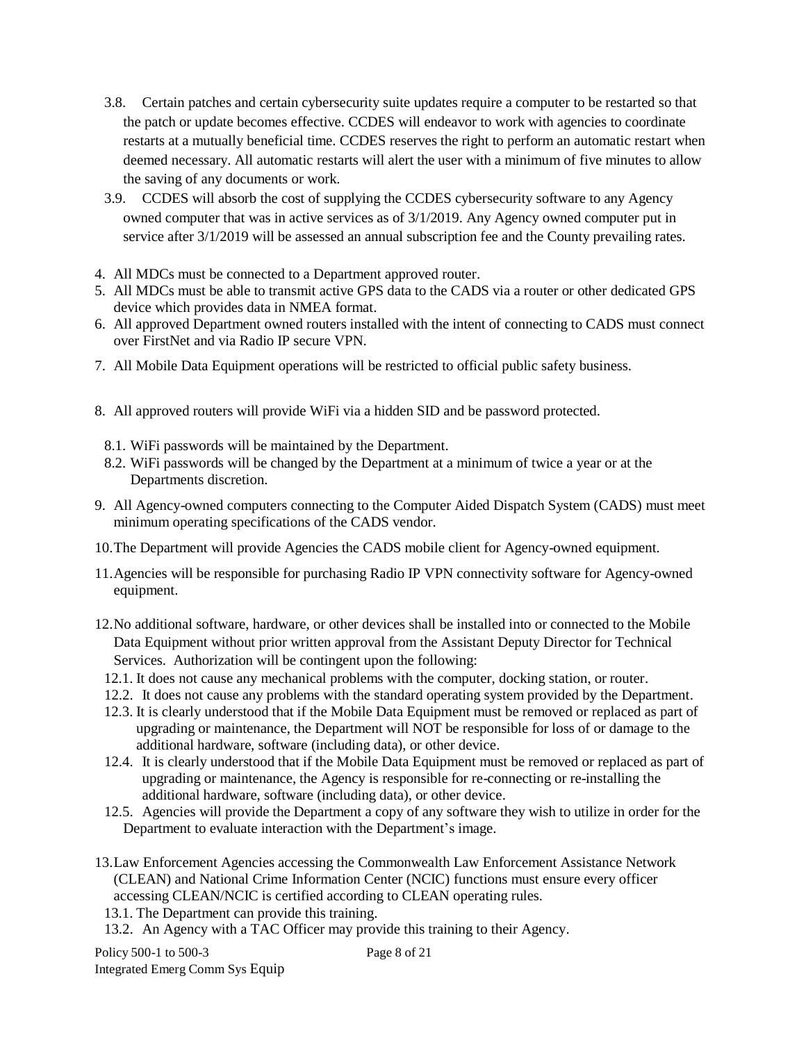3.8. Certain patches and certain cybersecurity suite updates require a computer to be restarted so that the patch or update becomes effective. CCDES will endeavor to work with agencies to coordinate restarts at a mutually beneficial time. CCDES reserves the right to perform an automatic restart when deemed necessary. All automatic restarts will alert the user with a minimum of five minutes to allow the saving of any documents or work.

3.9. CCDES will absorb the cost of supplying the CCDES cybersecurity software to any Agency owned computer that was in active services as of 3/1/2019. Any Agency owned computer put in service after 3/1/2019 will be assessed an annual subscription fee and the County prevailing rates.

4. All MDCs must be connected to a Department approved router.
5. All MDCs must be able to transmit active GPS data to the CADS via a router or other dedicated GPS device which provides data in NMEA format.
6. All approved Department owned routers installed with the intent of connecting to CADS must connect over FirstNet and via Radio IP secure VPN.
7. All Mobile Data Equipment operations will be restricted to official public safety business.
8. All approved routers will provide WiFi via a hidden SID and be password protected.
   - 8.1. WiFi passwords will be maintained by the Department.
   - 8.2. WiFi passwords will be changed by the Department at a minimum of twice a year or at the Departments discretion.
9. All Agency-owned computers connecting to the Computer Aided Dispatch System (CADS) must meet minimum operating specifications of the CADS vendor.
10. The Department will provide Agencies the CADS mobile client for Agency-owned equipment.
11. Agencies will be responsible for purchasing Radio IP VPN connectivity software for Agency-owned equipment.
12. No additional software, hardware, or other devices shall be installed into or connected to the Mobile Data Equipment without prior written approval from the Assistant Deputy Director for Technical Services. Authorization will be contingent upon the following:
    - 12.1. It does not cause any mechanical problems with the computer, docking station, or router.
    - 12.2. It does not cause any problems with the standard operating system provided by the Department.
    - 12.3. It is clearly understood that if the Mobile Data Equipment must be removed or replaced as part of upgrading or maintenance, the Department will NOT be responsible for loss of or damage to the additional hardware, software (including data), or other device.
    - 12.4. It is clearly understood that if the Mobile Data Equipment must be removed or replaced as part of upgrading or maintenance, the Agency is responsible for re-connecting or re-installing the additional hardware, software (including data), or other device.
    - 12.5. Agencies will provide the Department a copy of any software they wish to utilize in order for the Department to evaluate interaction with the Department's image.
13. Law Enforcement Agencies accessing the Commonwealth Law Enforcement Assistance Network (CLEAN) and National Crime Information Center (NCIC) functions must ensure every officer accessing CLEAN/NCIC is certified according to CLEAN operating rules.
    - 13.1. The Department can provide this training.
    - 13.2. An Agency with a TAC Officer may provide this training to their Agency.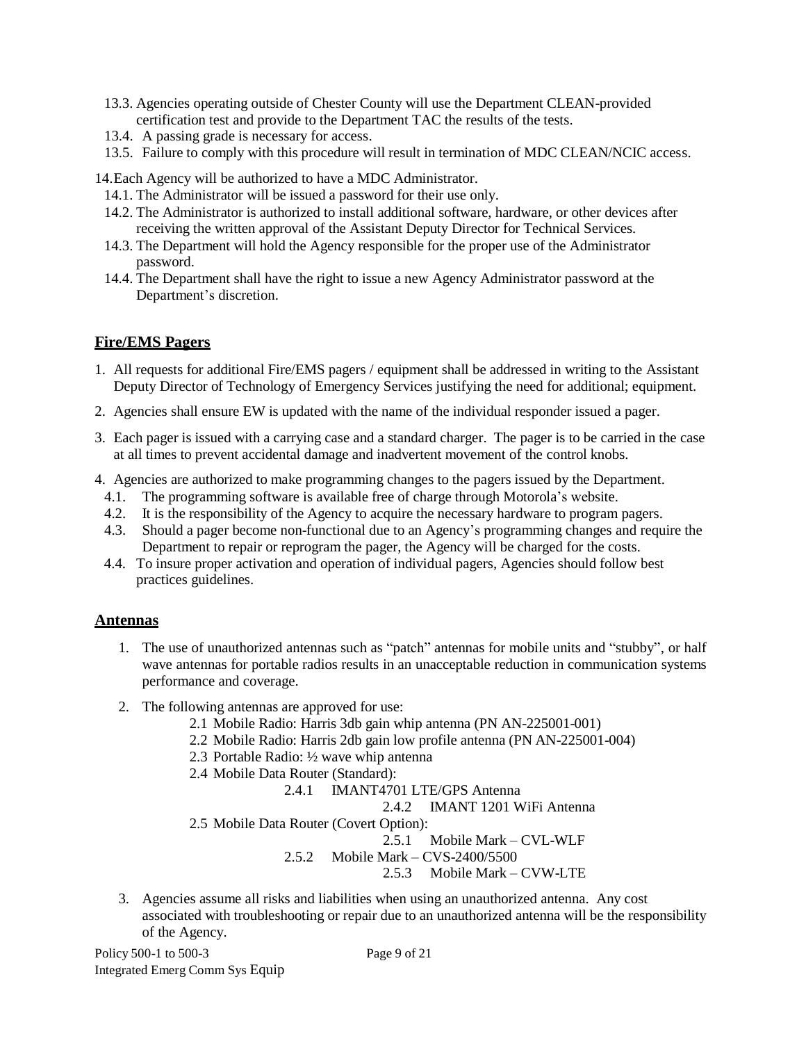13.3. Agencies operating outside of Chester County will use the Department CLEAN-provided certification test and provide to the Department TAC the results of the tests.

13.4. A passing grade is necessary for access.

13.5. Failure to comply with this procedure will result in termination of MDC CLEAN/NCIC access.

14. Each Agency will be authorized to have a MDC Administrator.

    14.1. The Administrator will be issued a password for their use only.

    14.2. The Administrator is authorized to install additional software, hardware, or other devices after receiving the written approval of the Assistant Deputy Director for Technical Services.

    14.3. The Department will hold the Agency responsible for the proper use of the Administrator password.

    14.4. The Department shall have the right to issue a new Agency Administrator password at the Department's discretion.

## Fire/EMS Pagers

1. All requests for additional Fire/EMS pagers / equipment shall be addressed in writing to the Assistant Deputy Director of Technology of Emergency Services justifying the need for additional; equipment.

2. Agencies shall ensure EW is updated with the name of the individual responder issued a pager.

3. Each pager is issued with a carrying case and a standard charger. The pager is to be carried in the case at all times to prevent accidental damage and inadvertent movement of the control knobs.

4. Agencies are authorized to make programming changes to the pagers issued by the Department.

    4.1. The programming software is available free of charge through Motorola's website.

    4.2. It is the responsibility of the Agency to acquire the necessary hardware to program pagers.

    4.3. Should a pager become non-functional due to an Agency's programming changes and require the Department to repair or reprogram the pager, the Agency will be charged for the costs.

    4.4. To insure proper activation and operation of individual pagers, Agencies should follow best practices guidelines.

## Antennas

1. The use of unauthorized antennas such as "patch" antennas for mobile units and "stubby", or half wave antennas for portable radios results in an unacceptable reduction in communication systems performance and coverage.

2. The following antennas are approved for use:

    2.1 Mobile Radio: Harris 3db gain whip antenna (PN AN-225001-001)

    2.2 Mobile Radio: Harris 2db gain low profile antenna (PN AN-225001-004)

    2.3 Portable Radio: ½ wave whip antenna

    2.4 Mobile Data Router (Standard):

    2.4.1 IMANT4701 LTE/GPS Antenna

    2.4.2 IMANT 1201 WiFi Antenna

    2.5 Mobile Data Router (Covert Option):

    2.5.1 Mobile Mark – CVL-WLF

    2.5.2 Mobile Mark – CVS-2400/5500

    2.5.3 Mobile Mark – CVW-LTE

3. Agencies assume all risks and liabilities when using an unauthorized antenna. Any cost associated with troubleshooting or repair due to an unauthorized antenna will be the responsibility of the Agency.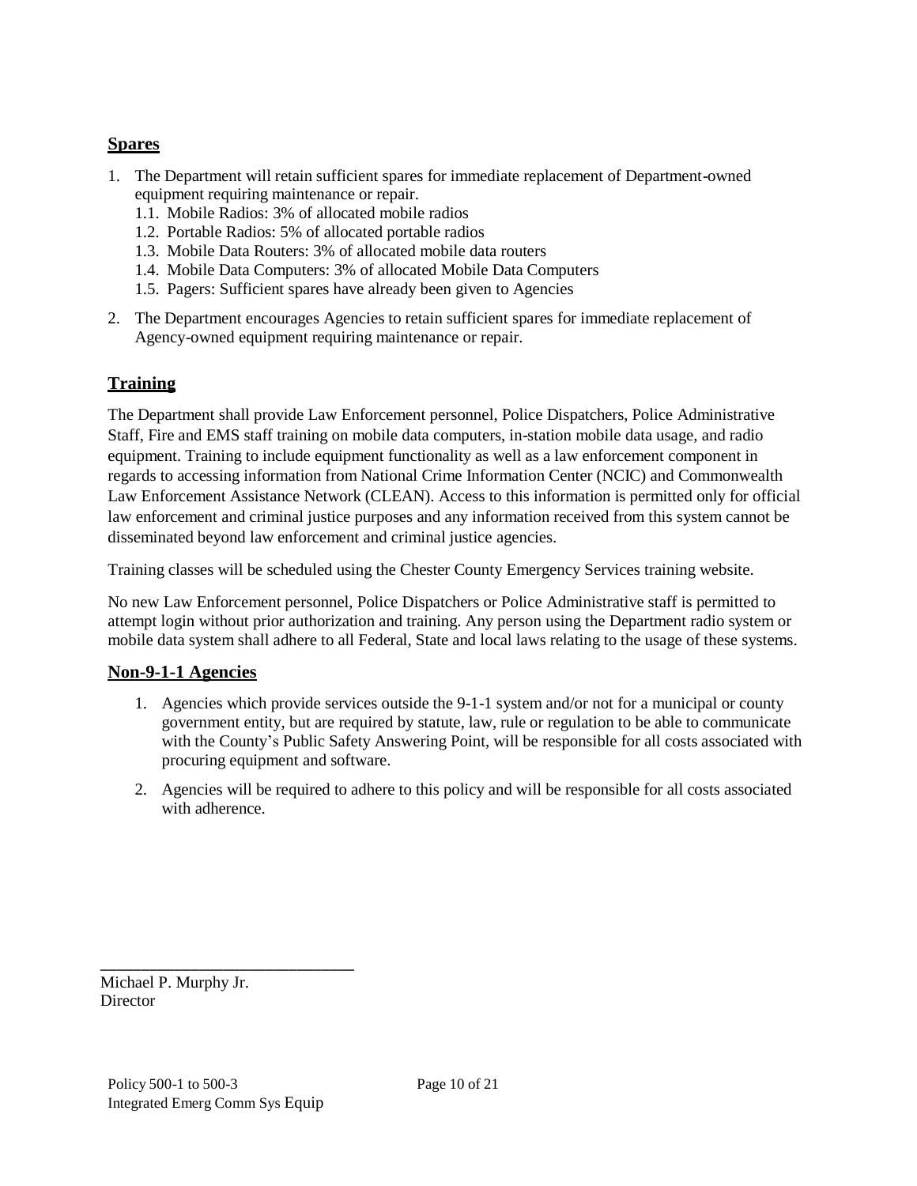## Spares

1. The Department will retain sufficient spares for immediate replacement of Department-owned equipment requiring maintenance or repair.
   1.1. Mobile Radios: 3% of allocated mobile radios
   1.2. Portable Radios: 5% of allocated portable radios
   1.3. Mobile Data Routers: 3% of allocated mobile data routers
   1.4. Mobile Data Computers: 3% of allocated Mobile Data Computers
   1.5. Pagers: Sufficient spares have already been given to Agencies
2. The Department encourages Agencies to retain sufficient spares for immediate replacement of Agency-owned equipment requiring maintenance or repair.

## Training

The Department shall provide Law Enforcement personnel, Police Dispatchers, Police Administrative Staff, Fire and EMS staff training on mobile data computers, in-station mobile data usage, and radio equipment. Training to include equipment functionality as well as a law enforcement component in regards to accessing information from National Crime Information Center (NCIC) and Commonwealth Law Enforcement Assistance Network (CLEAN). Access to this information is permitted only for official law enforcement and criminal justice purposes and any information received from this system cannot be disseminated beyond law enforcement and criminal justice agencies.

Training classes will be scheduled using the Chester County Emergency Services training website.

No new Law Enforcement personnel, Police Dispatchers or Police Administrative staff is permitted to attempt login without prior authorization and training. Any person using the Department radio system or mobile data system shall adhere to all Federal, State and local laws relating to the usage of these systems.

## Non-9-1-1 Agencies

1. Agencies which provide services outside the 9-1-1 system and/or not for a municipal or county government entity, but are required by statute, law, rule or regulation to be able to communicate with the County's Public Safety Answering Point, will be responsible for all costs associated with procuring equipment and software.
2. Agencies will be required to adhere to this policy and will be responsible for all costs associated with adherence.

\_\_\_\_\_\_\_\_\_\_\_\_\_\_\_\_\_\_\_\_\_\_\_\_\_\_\_\_\_\_

Michael P. Murphy Jr.
Director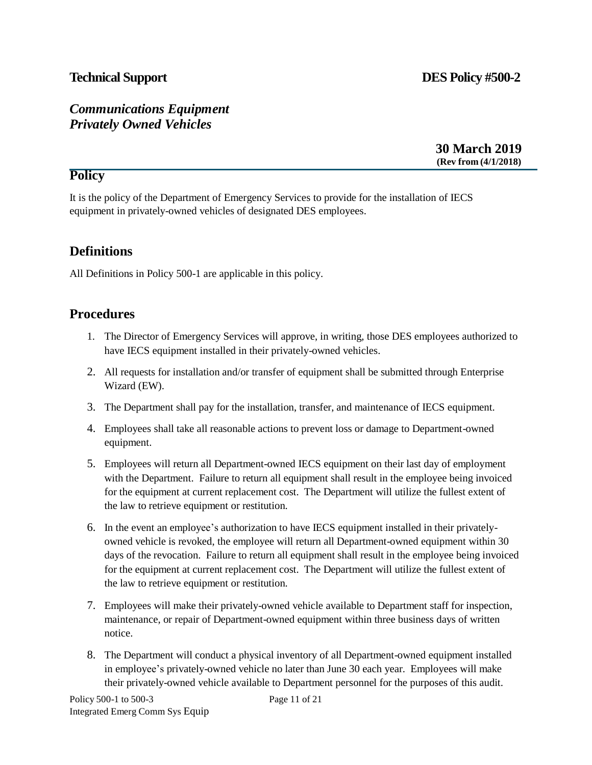**Technical Support** **DES Policy #500-2**

***Communications Equipment***
***Privately Owned Vehicles***

**30 March 2019**
**(Rev from (4/1/2018)**

## Policy

It is the policy of the Department of Emergency Services to provide for the installation of IECS equipment in privately-owned vehicles of designated DES employees.

## Definitions

All Definitions in Policy 500-1 are applicable in this policy.

## Procedures

1. The Director of Emergency Services will approve, in writing, those DES employees authorized to have IECS equipment installed in their privately-owned vehicles.
2. All requests for installation and/or transfer of equipment shall be submitted through Enterprise Wizard (EW).
3. The Department shall pay for the installation, transfer, and maintenance of IECS equipment.
4. Employees shall take all reasonable actions to prevent loss or damage to Department-owned equipment.
5. Employees will return all Department-owned IECS equipment on their last day of employment with the Department. Failure to return all equipment shall result in the employee being invoiced for the equipment at current replacement cost. The Department will utilize the fullest extent of the law to retrieve equipment or restitution.
6. In the event an employee's authorization to have IECS equipment installed in their privately-owned vehicle is revoked, the employee will return all Department-owned equipment within 30 days of the revocation. Failure to return all equipment shall result in the employee being invoiced for the equipment at current replacement cost. The Department will utilize the fullest extent of the law to retrieve equipment or restitution.
7. Employees will make their privately-owned vehicle available to Department staff for inspection, maintenance, or repair of Department-owned equipment within three business days of written notice.
8. The Department will conduct a physical inventory of all Department-owned equipment installed in employee's privately-owned vehicle no later than June 30 each year. Employees will make their privately-owned vehicle available to Department personnel for the purposes of this audit.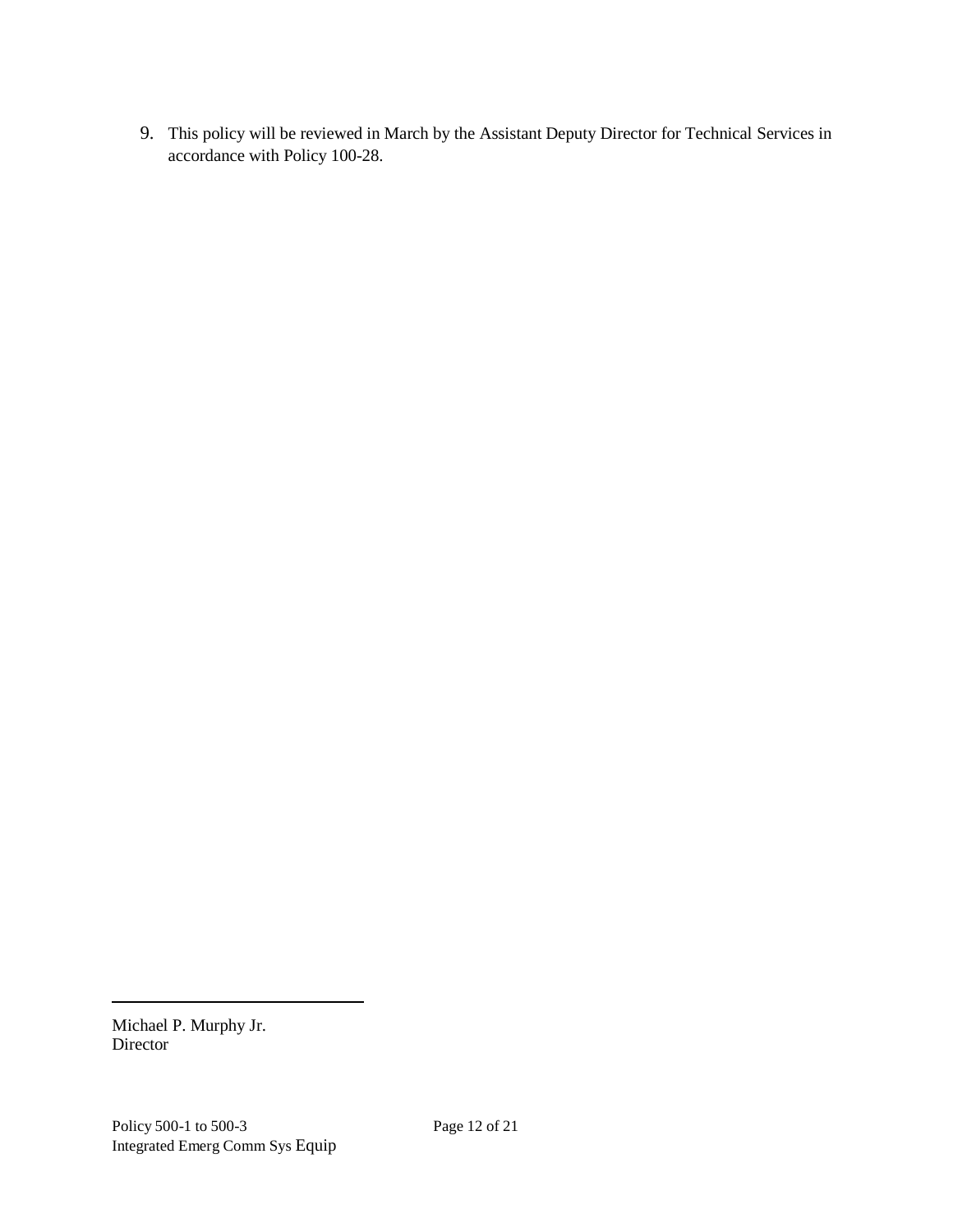9. This policy will be reviewed in March by the Assistant Deputy Director for Technical Services in accordance with Policy 100-28.

\_\_\_\_\_\_\_\_\_\_\_\_\_\_\_\_\_\_\_\_\_\_\_\_\_\_\_\_\_\_

Michael P. Murphy Jr.
Director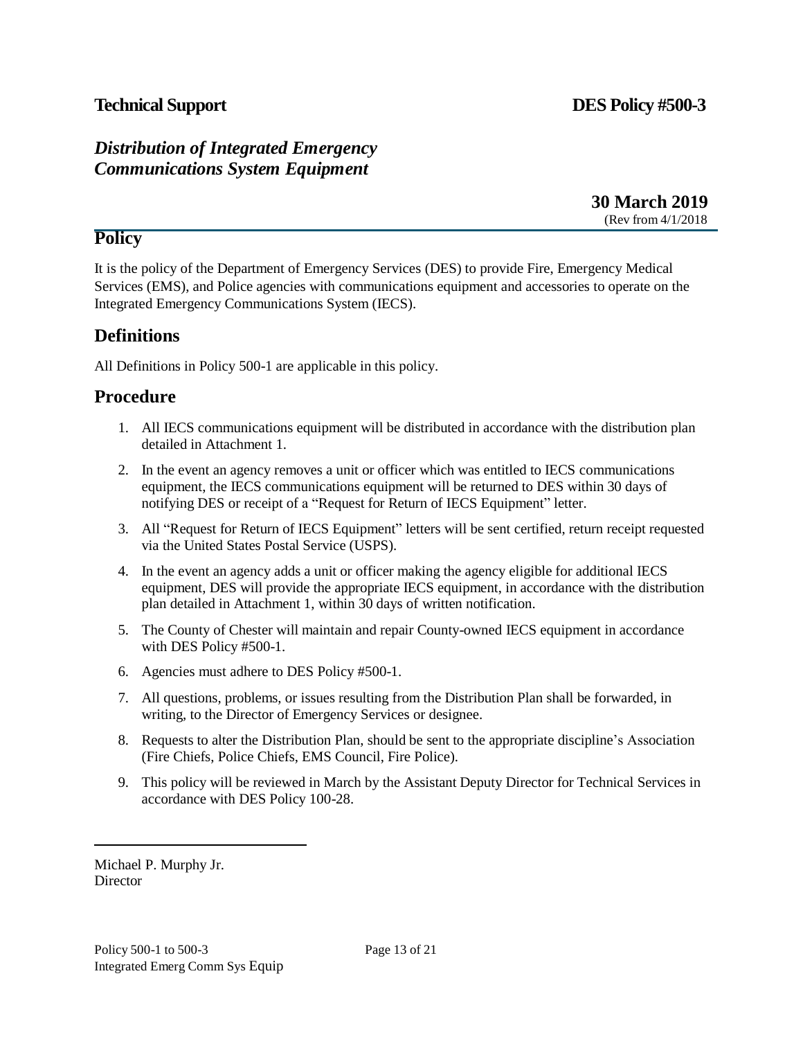**Technical Support** **DES Policy #500-3**

***Distribution of Integrated Emergency Communications System Equipment***

**30 March 2019**
(Rev from 4/1/2018

## Policy

It is the policy of the Department of Emergency Services (DES) to provide Fire, Emergency Medical Services (EMS), and Police agencies with communications equipment and accessories to operate on the Integrated Emergency Communications System (IECS).

## Definitions

All Definitions in Policy 500-1 are applicable in this policy.

## Procedure

1. All IECS communications equipment will be distributed in accordance with the distribution plan detailed in Attachment 1.
2. In the event an agency removes a unit or officer which was entitled to IECS communications equipment, the IECS communications equipment will be returned to DES within 30 days of notifying DES or receipt of a "Request for Return of IECS Equipment" letter.
3. All "Request for Return of IECS Equipment" letters will be sent certified, return receipt requested via the United States Postal Service (USPS).
4. In the event an agency adds a unit or officer making the agency eligible for additional IECS equipment, DES will provide the appropriate IECS equipment, in accordance with the distribution plan detailed in Attachment 1, within 30 days of written notification.
5. The County of Chester will maintain and repair County-owned IECS equipment in accordance with DES Policy #500-1.
6. Agencies must adhere to DES Policy #500-1.
7. All questions, problems, or issues resulting from the Distribution Plan shall be forwarded, in writing, to the Director of Emergency Services or designee.
8. Requests to alter the Distribution Plan, should be sent to the appropriate discipline's Association (Fire Chiefs, Police Chiefs, EMS Council, Fire Police).
9. This policy will be reviewed in March by the Assistant Deputy Director for Technical Services in accordance with DES Policy 100-28.

Michael P. Murphy Jr.
Director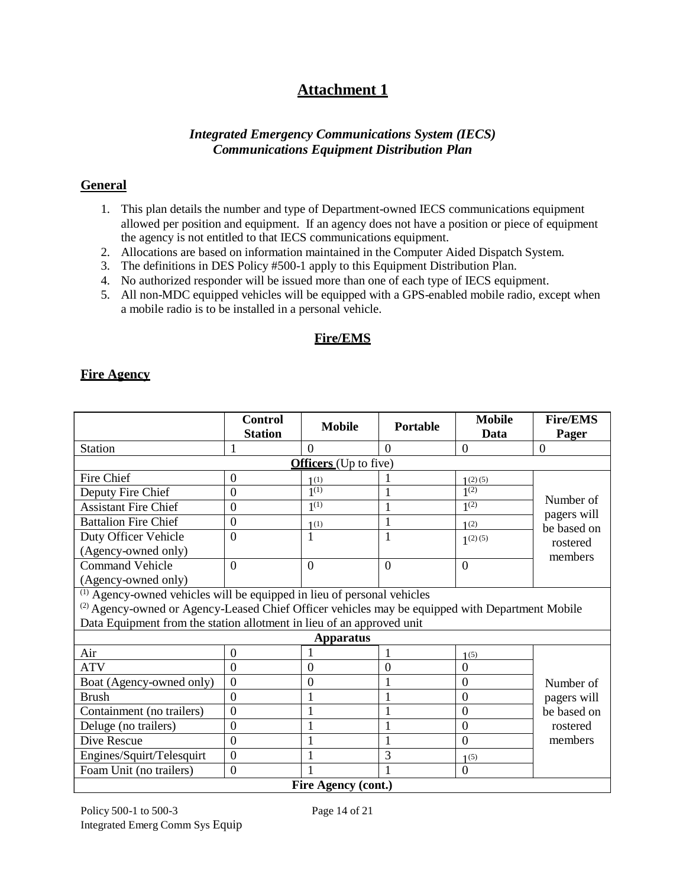# Attachment 1

***Integrated Emergency Communications System (IECS)***
***Communications Equipment Distribution Plan***

## General

1. This plan details the number and type of Department-owned IECS communications equipment allowed per position and equipment. If an agency does not have a position or piece of equipment the agency is not entitled to that IECS communications equipment.
2. Allocations are based on information maintained in the Computer Aided Dispatch System.
3. The definitions in DES Policy #500-1 apply to this Equipment Distribution Plan.
4. No authorized responder will be issued more than one of each type of IECS equipment.
5. All non-MDC equipped vehicles will be equipped with a GPS-enabled mobile radio, except when a mobile radio is to be installed in a personal vehicle.

## Fire/EMS

### Fire Agency

| | Control Station | Mobile | Portable | Mobile Data | Fire/EMS Pager |
|---|---|---|---|---|---|
| Station | 1 | 0 | 0 | 0 | 0 |
| **Officers** (Up to five) | | | | | |
| Fire Chief | 0 | 1 (1) | 1 | 1 (2) (5) | Number of pagers will be based on rostered members |
| Deputy Fire Chief | 0 | 1 (1) | 1 | 1 (2) | |
| Assistant Fire Chief | 0 | 1 (1) | 1 | 1 (2) | |
| Battalion Fire Chief | 0 | 1 (1) | 1 | 1 (2) | |
| Duty Officer Vehicle (Agency-owned only) | 0 | 1 | 1 | 1 (2) (5) | |
| Command Vehicle (Agency-owned only) | 0 | 0 | 0 | 0 | |
| (1) Agency-owned vehicles will be equipped in lieu of personal vehicles<br>(2) Agency-owned or Agency-Leased Chief Officer vehicles may be equipped with Department Mobile Data Equipment from the station allotment in lieu of an approved unit | | | | | |
| **Apparatus** | | | | | |
| Air | 0 | 1 | 1 | 1 (5) | Number of pagers will be based on rostered members |
| ATV | 0 | 0 | 0 | 0 | |
| Boat (Agency-owned only) | 0 | 0 | 1 | 0 | |
| Brush | 0 | 1 | 1 | 0 | |
| Containment (no trailers) | 0 | 1 | 1 | 0 | |
| Deluge (no trailers) | 0 | 1 | 1 | 0 | |
| Dive Rescue | 0 | 1 | 1 | 0 | |
| Engines/Squirt/Telesquirt | 0 | 1 | 3 | 1 (5) | |
| Foam Unit (no trailers) | 0 | 1 | 1 | 0 | |
| **Fire Agency (cont.)** | | | | | |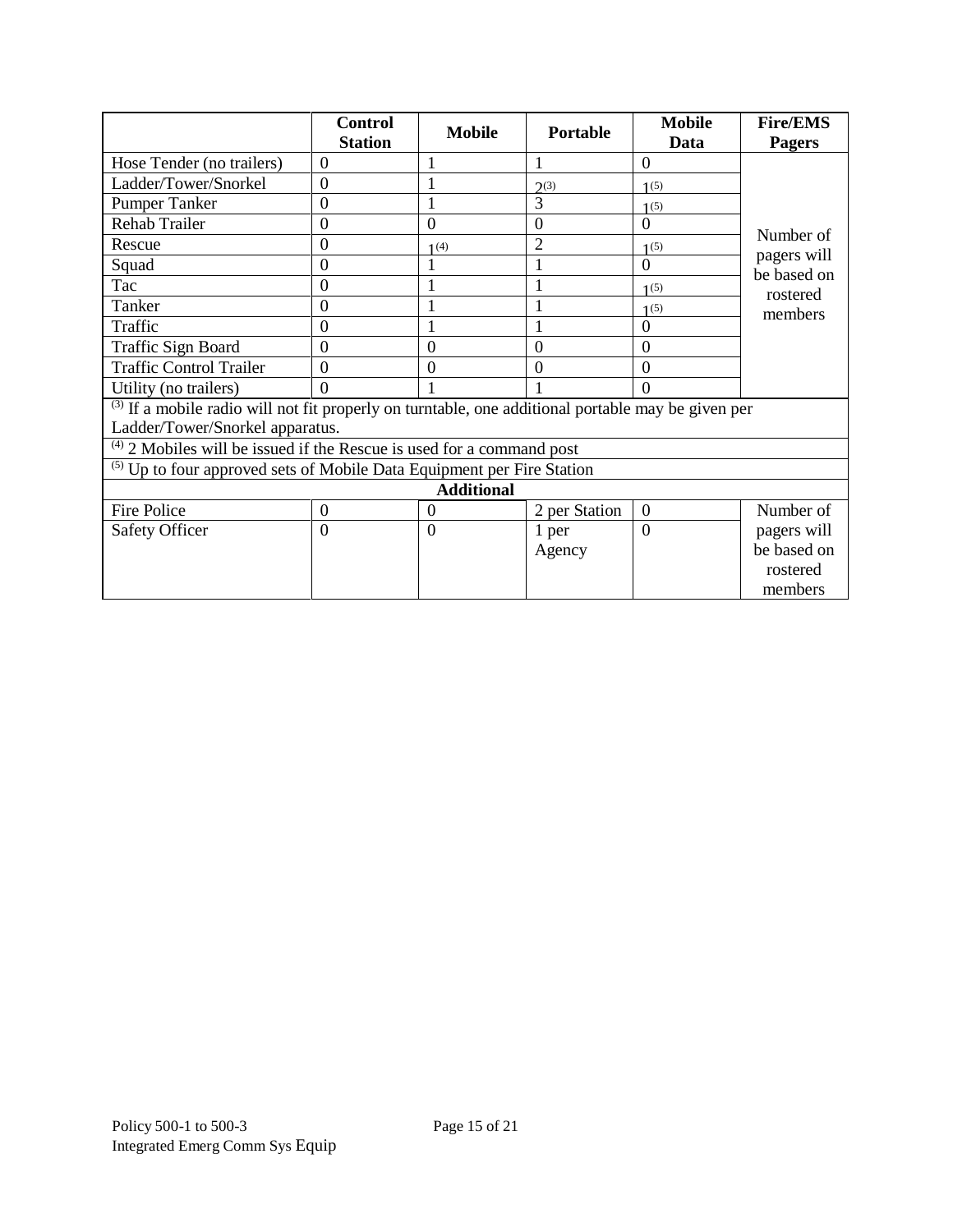| | Control Station | Mobile | Portable | Mobile Data | Fire/EMS Pagers |
|---|---|---|---|---|---|
| Hose Tender (no trailers) | 0 | 1 | 1 | 0 | Number of pagers will be based on rostered members |
| Ladder/Tower/Snorkel | 0 | 1 | 2[(3)] | 1[(5)] | |
| Pumper Tanker | 0 | 1 | 3 | 1[(5)] | |
| Rehab Trailer | 0 | 0 | 0 | 0 | |
| Rescue | 0 | 1[(4)] | 2 | 1[(5)] | |
| Squad | 0 | 1 | 1 | 0 | |
| Tac | 0 | 1 | 1 | 1[(5)] | |
| Tanker | 0 | 1 | 1 | 1[(5)] | |
| Traffic | 0 | 1 | 1 | 0 | |
| Traffic Sign Board | 0 | 0 | 0 | 0 | |
| Traffic Control Trailer | 0 | 0 | 0 | 0 | |
| Utility (no trailers) | 0 | 1 | 1 | 0 | |
| [(3)] If a mobile radio will not fit properly on turntable, one additional portable may be given per Ladder/Tower/Snorkel apparatus. | | | | | |
| [(4)] 2 Mobiles will be issued if the Rescue is used for a command post | | | | | |
| [(5)] Up to four approved sets of Mobile Data Equipment per Fire Station | | | | | |
| **Additional** | | | | | |
| Fire Police | 0 | 0 | 2 per Station | 0 | Number of pagers will be based on rostered members |
| Safety Officer | 0 | 0 | 1 per Agency | 0 | |

Policy 500-1 to 500-3
Integrated Emerg Comm Sys Equip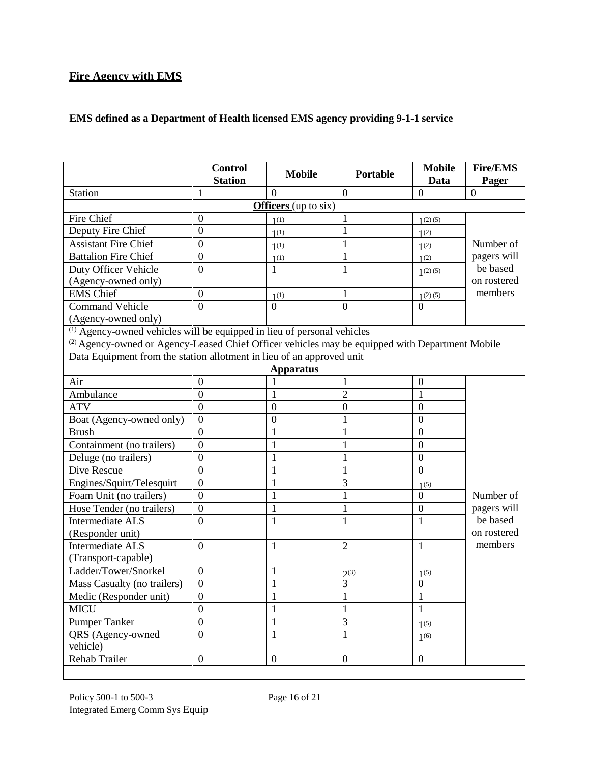## Fire Agency with EMS

**EMS defined as a Department of Health licensed EMS agency providing 9-1-1 service**

| | Control Station | Mobile | Portable | Mobile Data | Fire/EMS Pager |
|---|---|---|---|---|---|
| Station | 1 | 0 | 0 | 0 | 0 |
| **Officers** (up to six) | | | | | |
| Fire Chief | 0 | 1[(1)] | 1 | 1[(2) (5)] | Number of pagers will be based on rostered members |
| Deputy Fire Chief | 0 | 1[(1)] | 1 | 1[(2)] | |
| Assistant Fire Chief | 0 | 1[(1)] | 1 | 1[(2)] | |
| Battalion Fire Chief | 0 | 1[(1)] | 1 | 1[(2)] | |
| Duty Officer Vehicle (Agency-owned only) | 0 | 1 | 1 | 1[(2) (5)] | |
| EMS Chief | 0 | 1[(1)] | 1 | 1[(2) (5)] | |
| Command Vehicle (Agency-owned only) | 0 | 0 | 0 | 0 | |
| [(1)] Agency-owned vehicles will be equipped in lieu of personal vehicles | | | | | |
| [(2)] Agency-owned or Agency-Leased Chief Officer vehicles may be equipped with Department Mobile Data Equipment from the station allotment in lieu of an approved unit | | | | | |
| **Apparatus** | | | | | |
| Air | 0 | 1 | 1 | 0 | Number of pagers will be based on rostered members |
| Ambulance | 0 | 1 | 2 | 1 | |
| ATV | 0 | 0 | 0 | 0 | |
| Boat (Agency-owned only) | 0 | 0 | 1 | 0 | |
| Brush | 0 | 1 | 1 | 0 | |
| Containment (no trailers) | 0 | 1 | 1 | 0 | |
| Deluge (no trailers) | 0 | 1 | 1 | 0 | |
| Dive Rescue | 0 | 1 | 1 | 0 | |
| Engines/Squirt/Telesquirt | 0 | 1 | 3 | 1[(5)] | |
| Foam Unit (no trailers) | 0 | 1 | 1 | 0 | |
| Hose Tender (no trailers) | 0 | 1 | 1 | 0 | |
| Intermediate ALS (Responder unit) | 0 | 1 | 1 | 1 | |
| Intermediate ALS (Transport-capable) | 0 | 1 | 2 | 1 | |
| Ladder/Tower/Snorkel | 0 | 1 | 2[(3)] | 1[(5)] | |
| Mass Casualty (no trailers) | 0 | 1 | 3 | 0 | |
| Medic (Responder unit) | 0 | 1 | 1 | 1 | |
| MICU | 0 | 1 | 1 | 1 | |
| Pumper Tanker | 0 | 1 | 3 | 1[(5)] | |
| QRS (Agency-owned vehicle) | 0 | 1 | 1 | 1[(6)] | |
| Rehab Trailer | 0 | 0 | 0 | 0 | |

Policy 500-1 to 500-3
Integrated Emerg Comm Sys Equip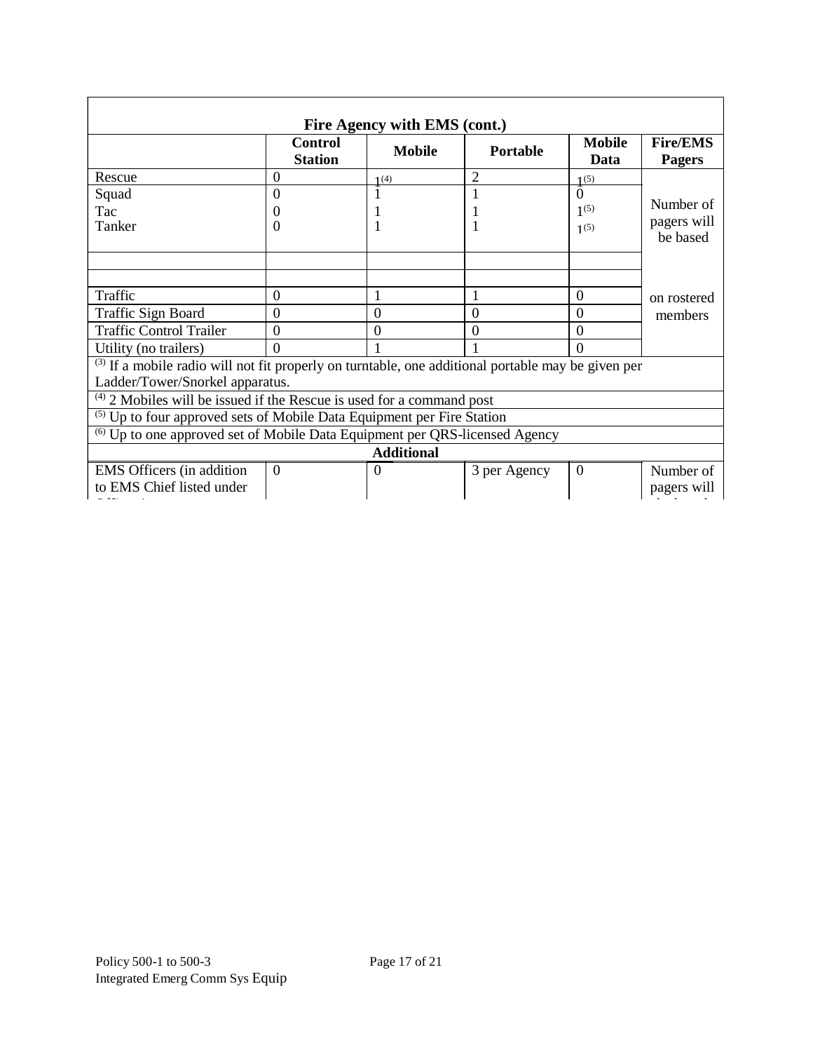| Fire Agency with EMS (cont.) | | | | | |
|---|---|---|---|---|---|
| | **Control Station** | **Mobile** | **Portable** | **Mobile Data** | **Fire/EMS Pagers** |
| Rescue | 0 | 1[4] | 2 | 1[5] | Number of pagers will be based on rostered members |
| Squad | 0 | 1 | 1 | 0 | |
| Tac | 0 | 1 | 1 | 1[5] | |
| Tanker | 0 | 1 | 1 | 1[5] | |
| | | | | | |
| | | | | | |
| Traffic | 0 | 1 | 1 | 0 | |
| Traffic Sign Board | 0 | 0 | 0 | 0 | |
| Traffic Control Trailer | 0 | 0 | 0 | 0 | |
| Utility (no trailers) | 0 | 1 | 1 | 0 | |
| [3] If a mobile radio will not fit properly on turntable, one additional portable may be given per Ladder/Tower/Snorkel apparatus. | | | | | |
| [4] 2 Mobiles will be issued if the Rescue is used for a command post | | | | | |
| [5] Up to four approved sets of Mobile Data Equipment per Fire Station | | | | | |
| [6] Up to one approved set of Mobile Data Equipment per QRS-licensed Agency | | | | | |
| **Additional** | | | | | |
| EMS Officers (in addition to EMS Chief listed under Officers) | 0 | 0 | 3 per Agency | 0 | Number of pagers will be based |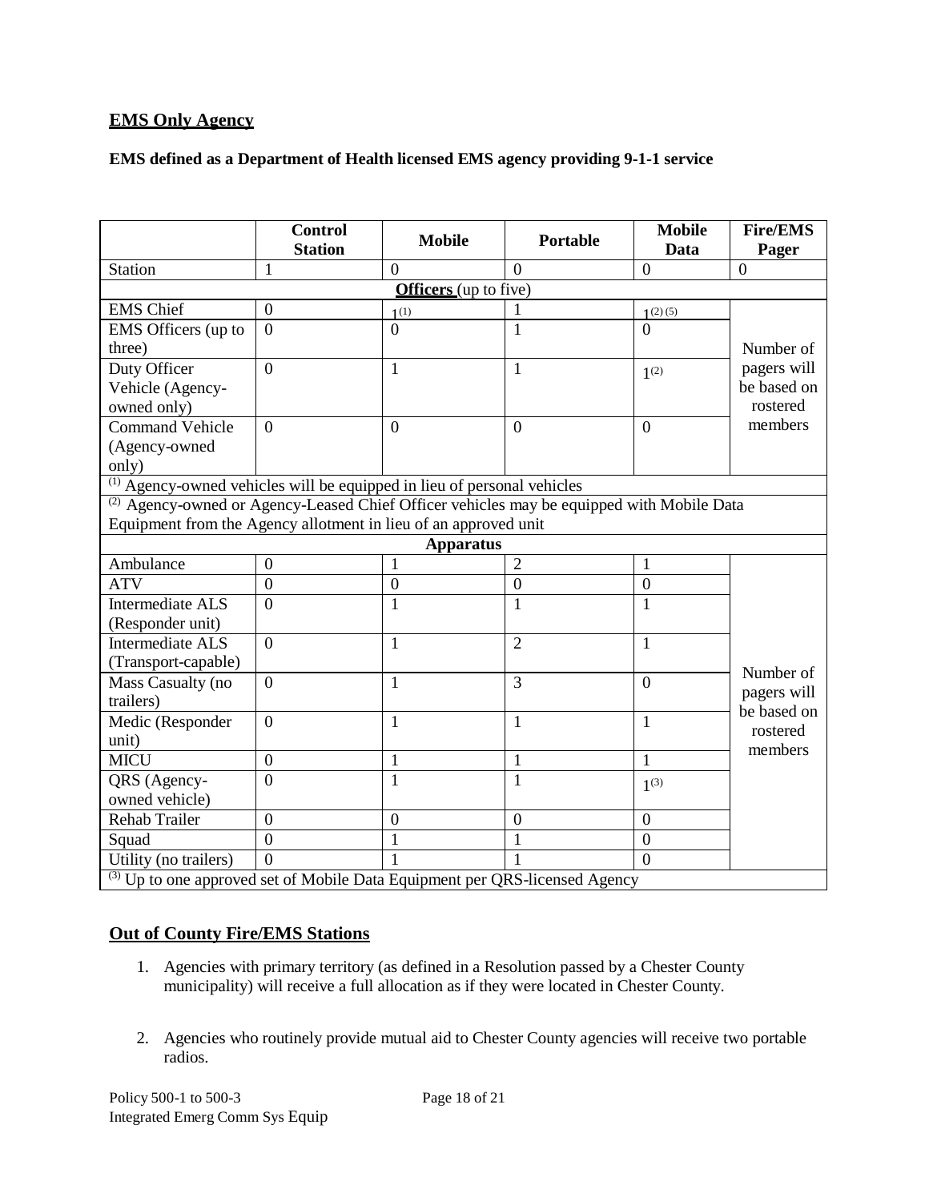## EMS Only Agency

**EMS defined as a Department of Health licensed EMS agency providing 9-1-1 service**

| | Control Station | Mobile | Portable | Mobile Data | Fire/EMS Pager |
|---|---|---|---|---|---|
| Station | 1 | 0 | 0 | 0 | 0 |
| **Officers** (up to five) | | | | | |
| EMS Chief | 0 | 1[1] | 1 | 1[2] [5] | Number of pagers will be based on rostered members |
| EMS Officers (up to three) | 0 | 0 | 1 | 0 | |
| Duty Officer Vehicle (Agency-owned only) | 0 | 1 | 1 | 1[2] | |
| Command Vehicle (Agency-owned only) | 0 | 0 | 0 | 0 | |
| [1] Agency-owned vehicles will be equipped in lieu of personal vehicles | | | | | |
| [2] Agency-owned or Agency-Leased Chief Officer vehicles may be equipped with Mobile Data Equipment from the Agency allotment in lieu of an approved unit | | | | | |
| **Apparatus** | | | | | |
| Ambulance | 0 | 1 | 2 | 1 | Number of pagers will be based on rostered members |
| ATV | 0 | 0 | 0 | 0 | |
| Intermediate ALS (Responder unit) | 0 | 1 | 1 | 1 | |
| Intermediate ALS (Transport-capable) | 0 | 1 | 2 | 1 | |
| Mass Casualty (no trailers) | 0 | 1 | 3 | 0 | |
| Medic (Responder unit) | 0 | 1 | 1 | 1 | |
| MICU | 0 | 1 | 1 | 1 | |
| QRS (Agency-owned vehicle) | 0 | 1 | 1 | 1[3] | |
| Rehab Trailer | 0 | 0 | 0 | 0 | |
| Squad | 0 | 1 | 1 | 0 | |
| Utility (no trailers) | 0 | 1 | 1 | 0 | |
| [3] Up to one approved set of Mobile Data Equipment per QRS-licensed Agency | | | | | |

## Out of County Fire/EMS Stations

1. Agencies with primary territory (as defined in a Resolution passed by a Chester County municipality) will receive a full allocation as if they were located in Chester County.

2. Agencies who routinely provide mutual aid to Chester County agencies will receive two portable radios.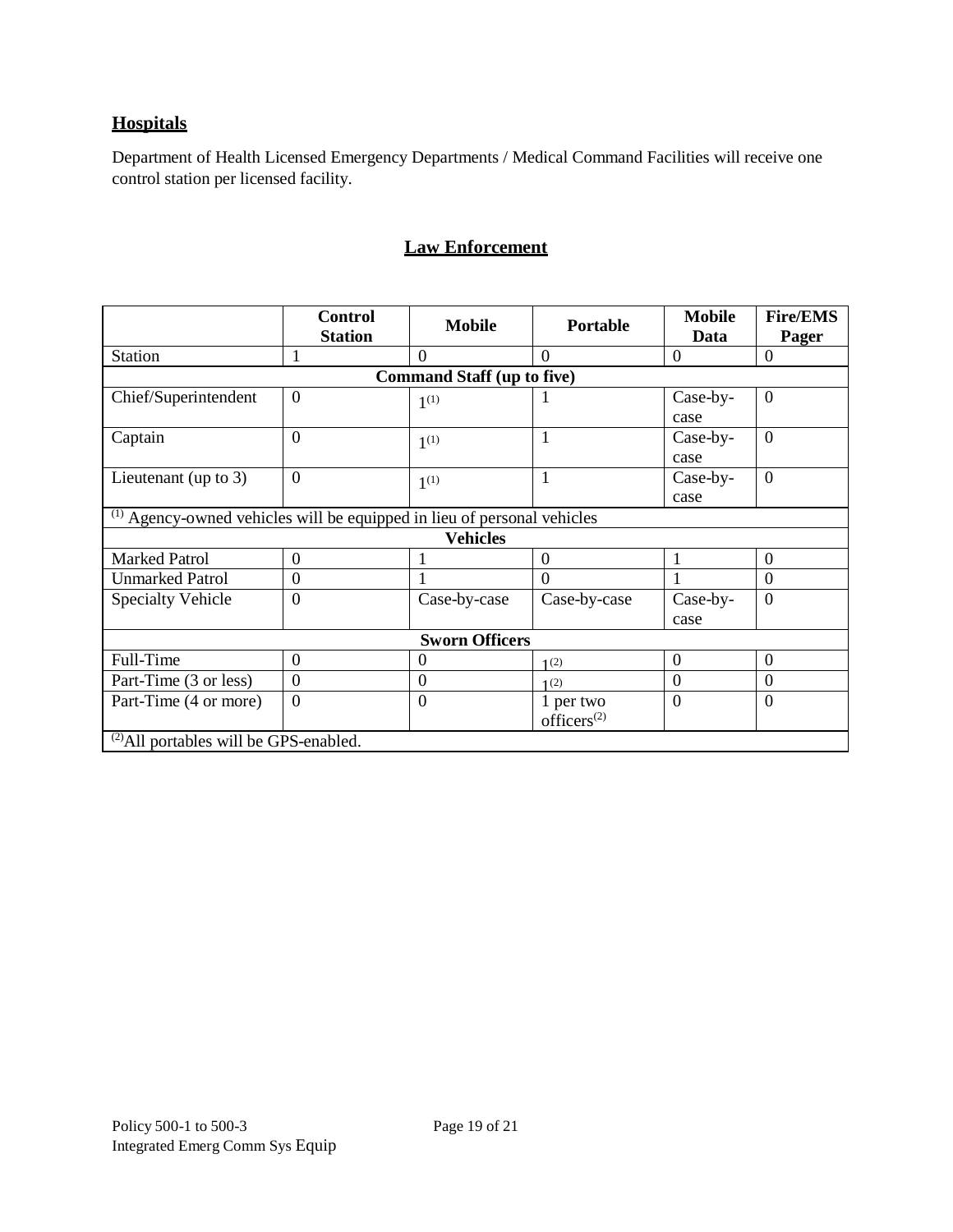## Hospitals

Department of Health Licensed Emergency Departments / Medical Command Facilities will receive one control station per licensed facility.

## Law Enforcement

| | Control Station | Mobile | Portable | Mobile Data | Fire/EMS Pager |
|---|---|---|---|---|---|
| Station | 1 | 0 | 0 | 0 | 0 |
| **Command Staff (up to five)** | | | | | |
| Chief/Superintendent | 0 | 1[1] | 1 | Case-by-case | 0 |
| Captain | 0 | 1[1] | 1 | Case-by-case | 0 |
| Lieutenant (up to 3) | 0 | 1[1] | 1 | Case-by-case | 0 |
| [1] Agency-owned vehicles will be equipped in lieu of personal vehicles | | | | | |
| **Vehicles** | | | | | |
| Marked Patrol | 0 | 1 | 0 | 1 | 0 |
| Unmarked Patrol | 0 | 1 | 0 | 1 | 0 |
| Specialty Vehicle | 0 | Case-by-case | Case-by-case | Case-by-case | 0 |
| **Sworn Officers** | | | | | |
| Full-Time | 0 | 0 | 1[2] | 0 | 0 |
| Part-Time (3 or less) | 0 | 0 | 1[2] | 0 | 0 |
| Part-Time (4 or more) | 0 | 0 | 1 per two officers[2] | 0 | 0 |
| [2] All portables will be GPS-enabled. | | | | | |

Policy 500-1 to 500-3
Integrated Emerg Comm Sys Equip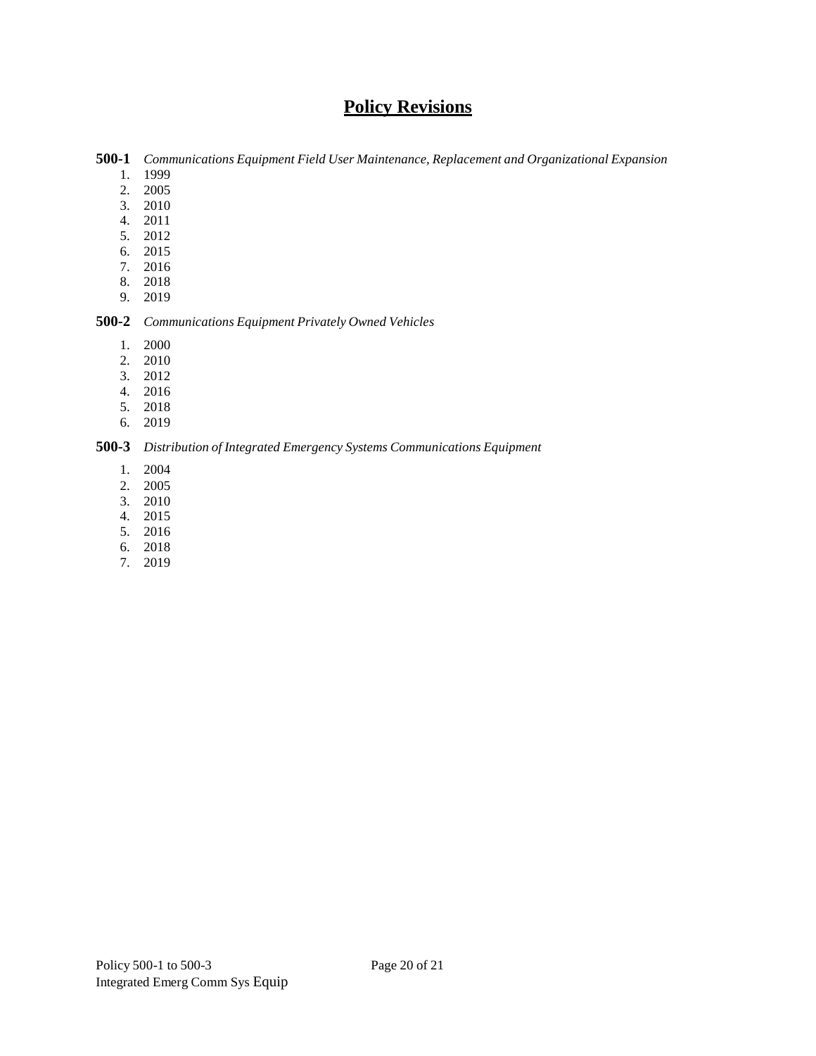# Policy Revisions

**500-1** *Communications Equipment Field User Maintenance, Replacement and Organizational Expansion*

1. 1999
2. 2005
3. 2010
4. 2011
5. 2012
6. 2015
7. 2016
8. 2018
9. 2019

**500-2** *Communications Equipment Privately Owned Vehicles*

1. 2000
2. 2010
3. 2012
4. 2016
5. 2018
6. 2019

**500-3** *Distribution of Integrated Emergency Systems Communications Equipment*

1. 2004
2. 2005
3. 2010
4. 2015
5. 2016
6. 2018
7. 2019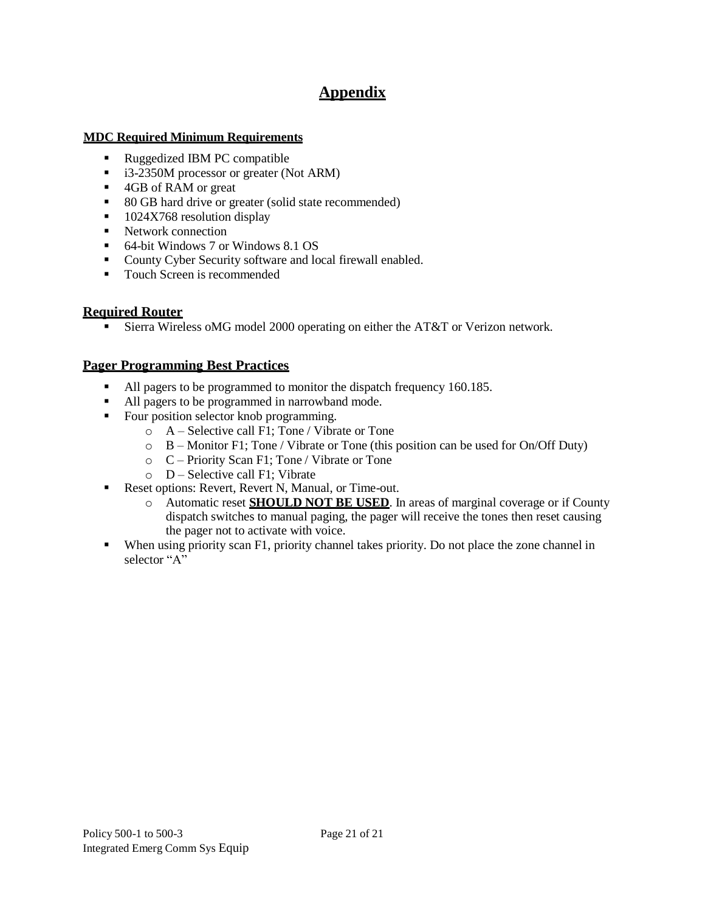# Appendix

## MDC Required Minimum Requirements

- Ruggedized IBM PC compatible
- i3-2350M processor or greater (Not ARM)
- 4GB of RAM or great
- 80 GB hard drive or greater (solid state recommended)
- 1024X768 resolution display
- Network connection
- 64-bit Windows 7 or Windows 8.1 OS
- County Cyber Security software and local firewall enabled.
- Touch Screen is recommended

## Required Router

- Sierra Wireless oMG model 2000 operating on either the AT&T or Verizon network.

## Pager Programming Best Practices

- All pagers to be programmed to monitor the dispatch frequency 160.185.
- All pagers to be programmed in narrowband mode.
- Four position selector knob programming.
  - A – Selective call F1; Tone / Vibrate or Tone
  - B – Monitor F1; Tone / Vibrate or Tone (this position can be used for On/Off Duty)
  - C – Priority Scan F1; Tone / Vibrate or Tone
  - D – Selective call F1; Vibrate
- Reset options: Revert, Revert N, Manual, or Time-out.
  - Automatic reset **SHOULD NOT BE USED**. In areas of marginal coverage or if County dispatch switches to manual paging, the pager will receive the tones then reset causing the pager not to activate with voice.
- When using priority scan F1, priority channel takes priority. Do not place the zone channel in selector "A"